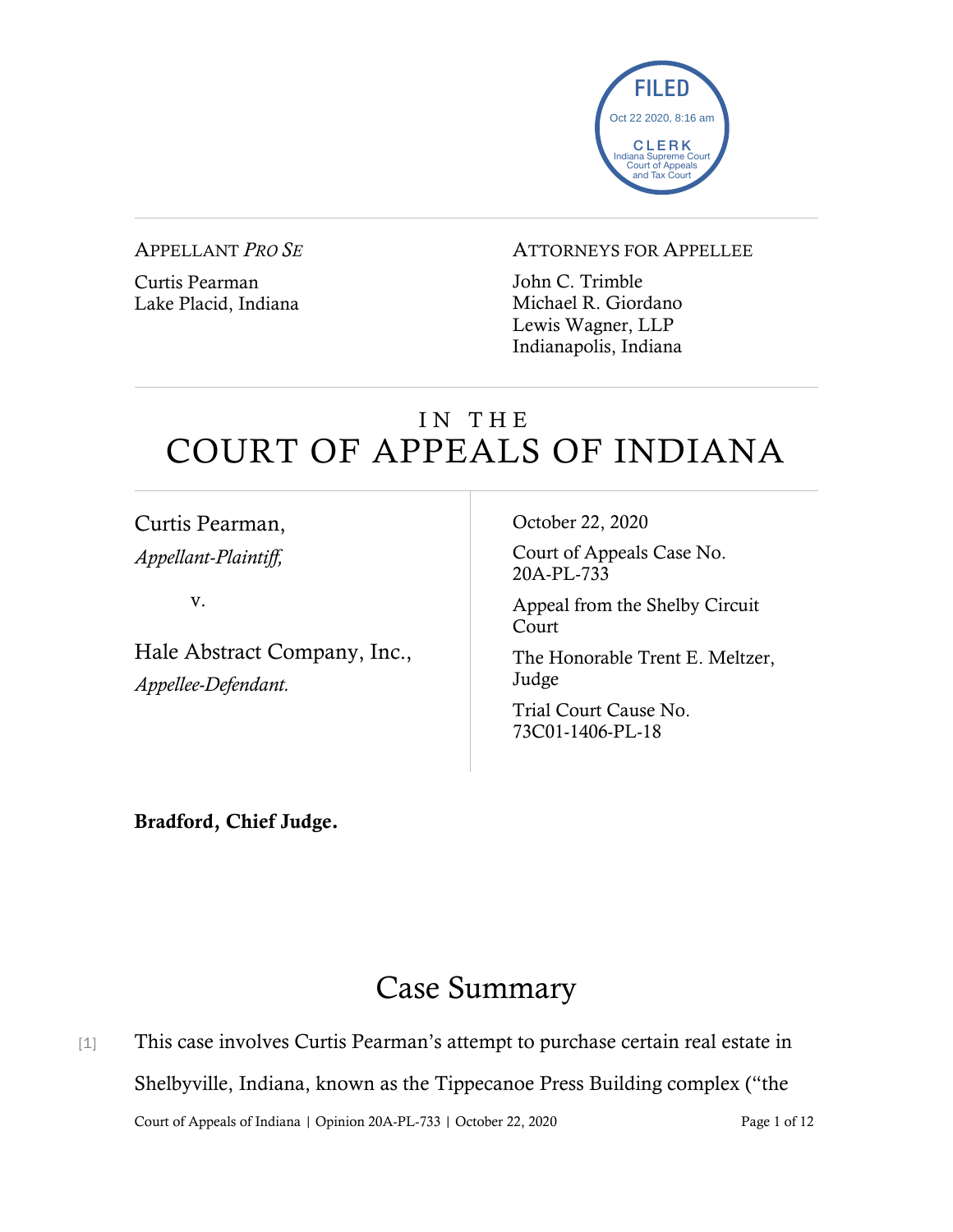FILED
Oct 22 2020, 8:16 am
CLERK
Indiana Supreme Court
Court of Appeals
and Tax Court

---

APPELLANT *PRO SE*

Curtis Pearman
Lake Placid, Indiana

ATTORNEYS FOR APPELLEE

John C. Trimble
Michael R. Giordano
Lewis Wagner, LLP
Indianapolis, Indiana

---

# IN THE COURT OF APPEALS OF INDIANA

Curtis Pearman,
*Appellant-Plaintiff,*

v.

Hale Abstract Company, Inc.,
*Appellee-Defendant.*

October 22, 2020

Court of Appeals Case No. 20A-PL-733

Appeal from the Shelby Circuit Court

The Honorable Trent E. Meltzer, Judge

Trial Court Cause No. 73C01-1406-PL-18

**Bradford, Chief Judge.**

## Case Summary

[1] This case involves Curtis Pearman's attempt to purchase certain real estate in Shelbyville, Indiana, known as the Tippecanoe Press Building complex ("the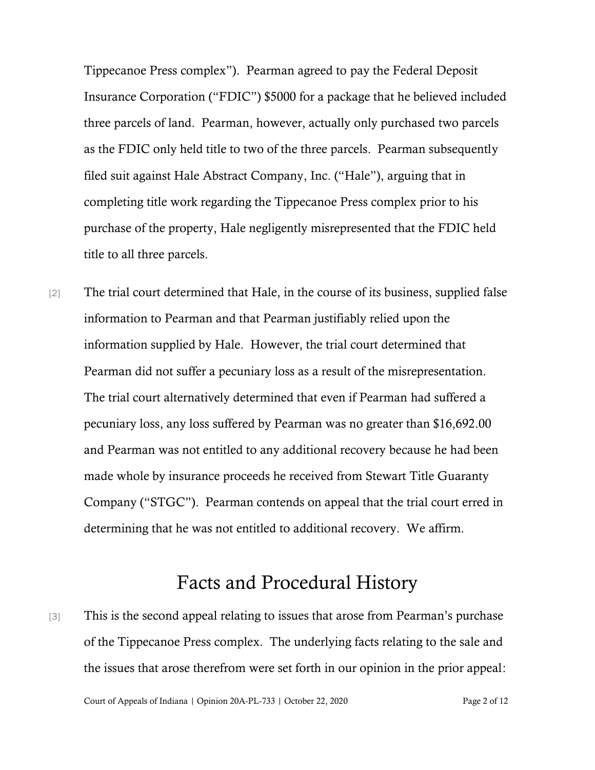Tippecanoe Press complex"). Pearman agreed to pay the Federal Deposit Insurance Corporation ("FDIC") $5000 for a package that he believed included three parcels of land. Pearman, however, actually only purchased two parcels as the FDIC only held title to two of the three parcels. Pearman subsequently filed suit against Hale Abstract Company, Inc. ("Hale"), arguing that in completing title work regarding the Tippecanoe Press complex prior to his purchase of the property, Hale negligently misrepresented that the FDIC held title to all three parcels.

[2] The trial court determined that Hale, in the course of its business, supplied false information to Pearman and that Pearman justifiably relied upon the information supplied by Hale. However, the trial court determined that Pearman did not suffer a pecuniary loss as a result of the misrepresentation. The trial court alternatively determined that even if Pearman had suffered a pecuniary loss, any loss suffered by Pearman was no greater than $16,692.00 and Pearman was not entitled to any additional recovery because he had been made whole by insurance proceeds he received from Stewart Title Guaranty Company ("STGC"). Pearman contends on appeal that the trial court erred in determining that he was not entitled to additional recovery. We affirm.

# Facts and Procedural History

[3] This is the second appeal relating to issues that arose from Pearman's purchase of the Tippecanoe Press complex. The underlying facts relating to the sale and the issues that arose therefrom were set forth in our opinion in the prior appeal: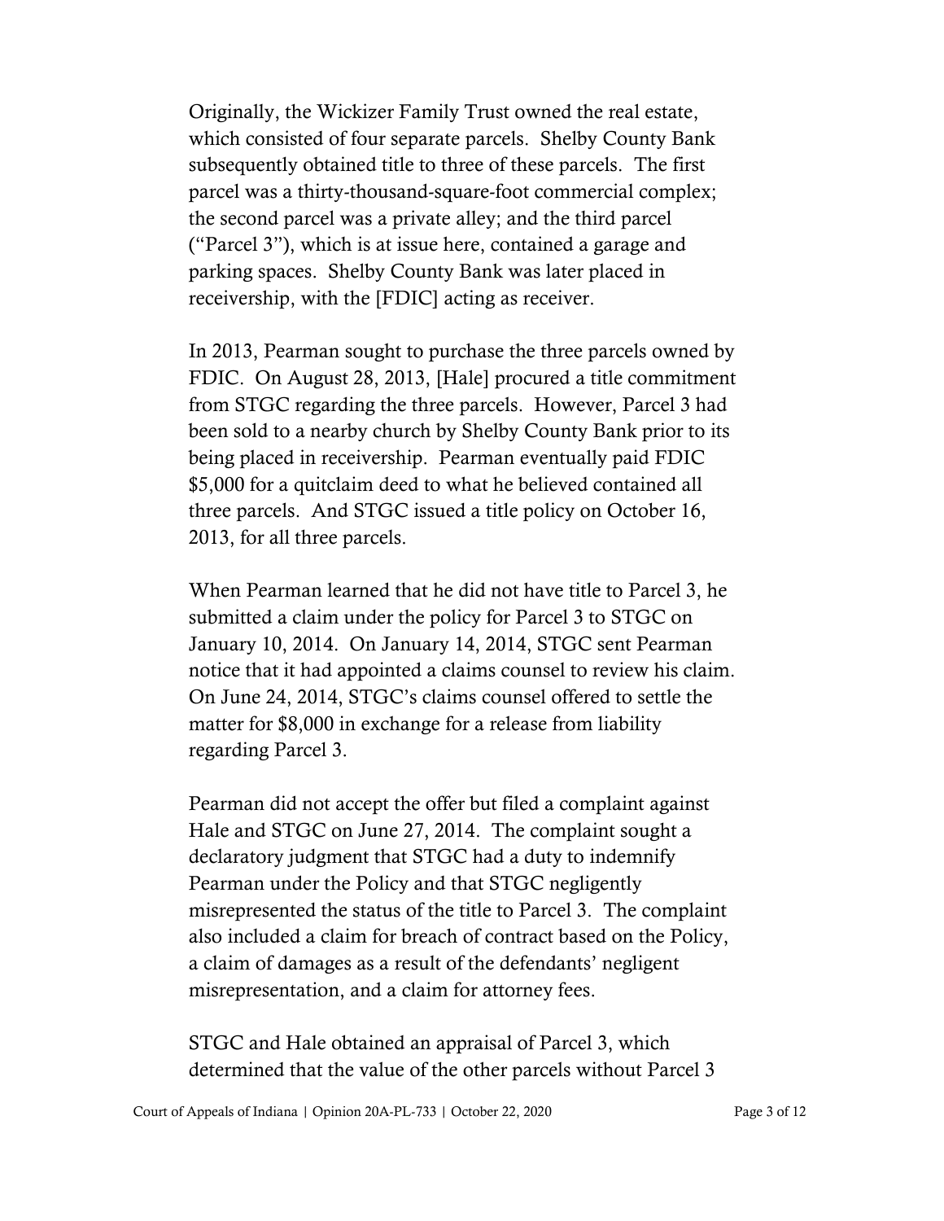Originally, the Wickizer Family Trust owned the real estate, which consisted of four separate parcels. Shelby County Bank subsequently obtained title to three of these parcels. The first parcel was a thirty-thousand-square-foot commercial complex; the second parcel was a private alley; and the third parcel ("Parcel 3"), which is at issue here, contained a garage and parking spaces. Shelby County Bank was later placed in receivership, with the [FDIC] acting as receiver.

In 2013, Pearman sought to purchase the three parcels owned by FDIC. On August 28, 2013, [Hale] procured a title commitment from STGC regarding the three parcels. However, Parcel 3 had been sold to a nearby church by Shelby County Bank prior to its being placed in receivership. Pearman eventually paid FDIC \$5,000 for a quitclaim deed to what he believed contained all three parcels. And STGC issued a title policy on October 16, 2013, for all three parcels.

When Pearman learned that he did not have title to Parcel 3, he submitted a claim under the policy for Parcel 3 to STGC on January 10, 2014. On January 14, 2014, STGC sent Pearman notice that it had appointed a claims counsel to review his claim. On June 24, 2014, STGC's claims counsel offered to settle the matter for \$8,000 in exchange for a release from liability regarding Parcel 3.

Pearman did not accept the offer but filed a complaint against Hale and STGC on June 27, 2014. The complaint sought a declaratory judgment that STGC had a duty to indemnify Pearman under the Policy and that STGC negligently misrepresented the status of the title to Parcel 3. The complaint also included a claim for breach of contract based on the Policy, a claim of damages as a result of the defendants' negligent misrepresentation, and a claim for attorney fees.

STGC and Hale obtained an appraisal of Parcel 3, which determined that the value of the other parcels without Parcel 3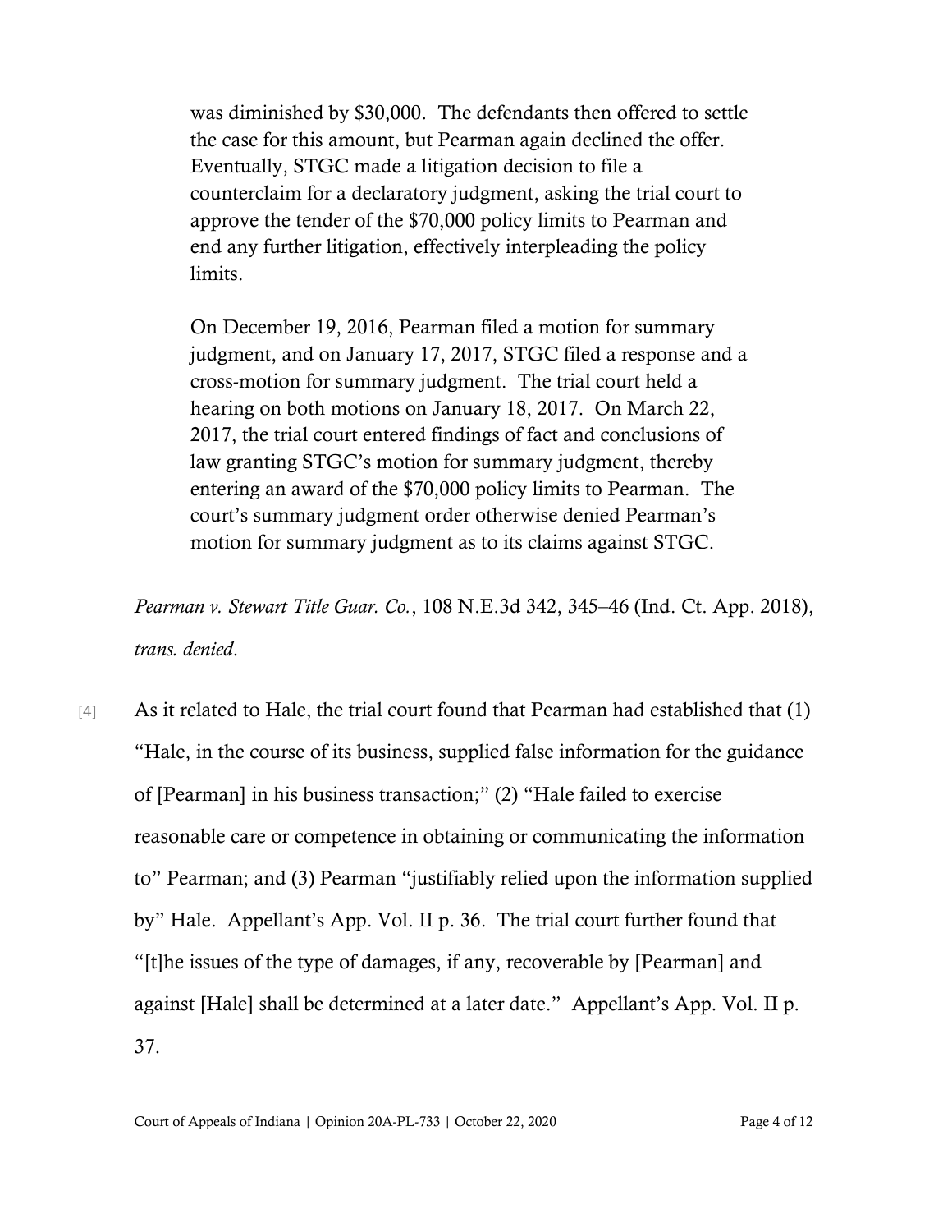> was diminished by $30,000. The defendants then offered to settle the case for this amount, but Pearman again declined the offer. Eventually, STGC made a litigation decision to file a counterclaim for a declaratory judgment, asking the trial court to approve the tender of the $70,000 policy limits to Pearman and end any further litigation, effectively interpleading the policy limits.
>
> On December 19, 2016, Pearman filed a motion for summary judgment, and on January 17, 2017, STGC filed a response and a cross-motion for summary judgment. The trial court held a hearing on both motions on January 18, 2017. On March 22, 2017, the trial court entered findings of fact and conclusions of law granting STGC's motion for summary judgment, thereby entering an award of the $70,000 policy limits to Pearman. The court's summary judgment order otherwise denied Pearman's motion for summary judgment as to its claims against STGC.

*Pearman v. Stewart Title Guar. Co.*, 108 N.E.3d 342, 345–46 (Ind. Ct. App. 2018), *trans. denied*.

[4] As it related to Hale, the trial court found that Pearman had established that (1) "Hale, in the course of its business, supplied false information for the guidance of [Pearman] in his business transaction;" (2) "Hale failed to exercise reasonable care or competence in obtaining or communicating the information to" Pearman; and (3) Pearman "justifiably relied upon the information supplied by" Hale. Appellant's App. Vol. II p. 36. The trial court further found that "[t]he issues of the type of damages, if any, recoverable by [Pearman] and against [Hale] shall be determined at a later date." Appellant's App. Vol. II p. 37.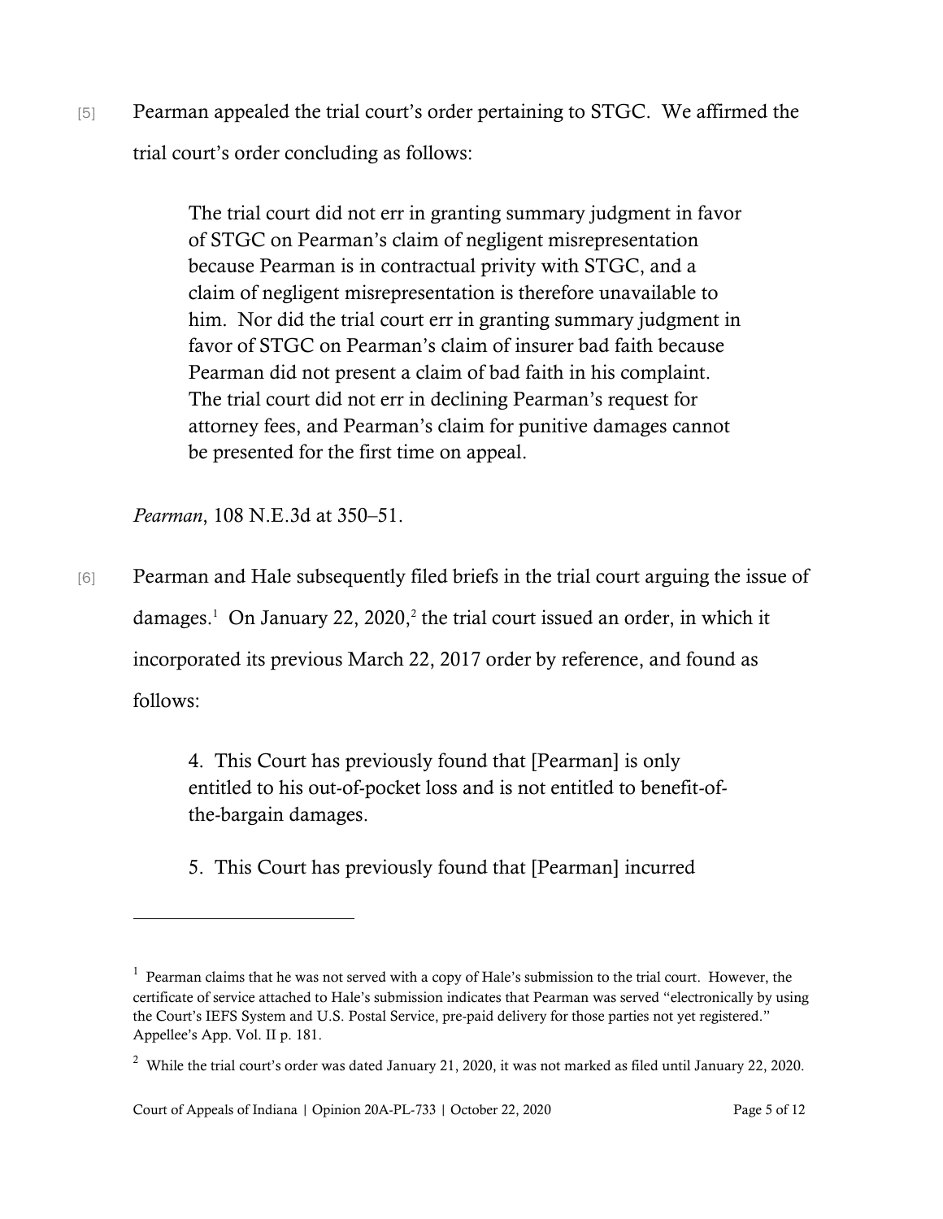[5] Pearman appealed the trial court's order pertaining to STGC. We affirmed the trial court's order concluding as follows:

> The trial court did not err in granting summary judgment in favor of STGC on Pearman's claim of negligent misrepresentation because Pearman is in contractual privity with STGC, and a claim of negligent misrepresentation is therefore unavailable to him. Nor did the trial court err in granting summary judgment in favor of STGC on Pearman's claim of insurer bad faith because Pearman did not present a claim of bad faith in his complaint. The trial court did not err in declining Pearman's request for attorney fees, and Pearman's claim for punitive damages cannot be presented for the first time on appeal.

*Pearman*, 108 N.E.3d at 350–51.

[6] Pearman and Hale subsequently filed briefs in the trial court arguing the issue of damages.[1] On January 22, 2020,[2] the trial court issued an order, in which it incorporated its previous March 22, 2017 order by reference, and found as follows:

> 4. This Court has previously found that [Pearman] is only entitled to his out-of-pocket loss and is not entitled to benefit-of-the-bargain damages.
>
> 5. This Court has previously found that [Pearman] incurred

---

[1] Pearman claims that he was not served with a copy of Hale's submission to the trial court. However, the certificate of service attached to Hale's submission indicates that Pearman was served "electronically by using the Court's IEFS System and U.S. Postal Service, pre-paid delivery for those parties not yet registered." Appellee's App. Vol. II p. 181.

[2] While the trial court's order was dated January 21, 2020, it was not marked as filed until January 22, 2020.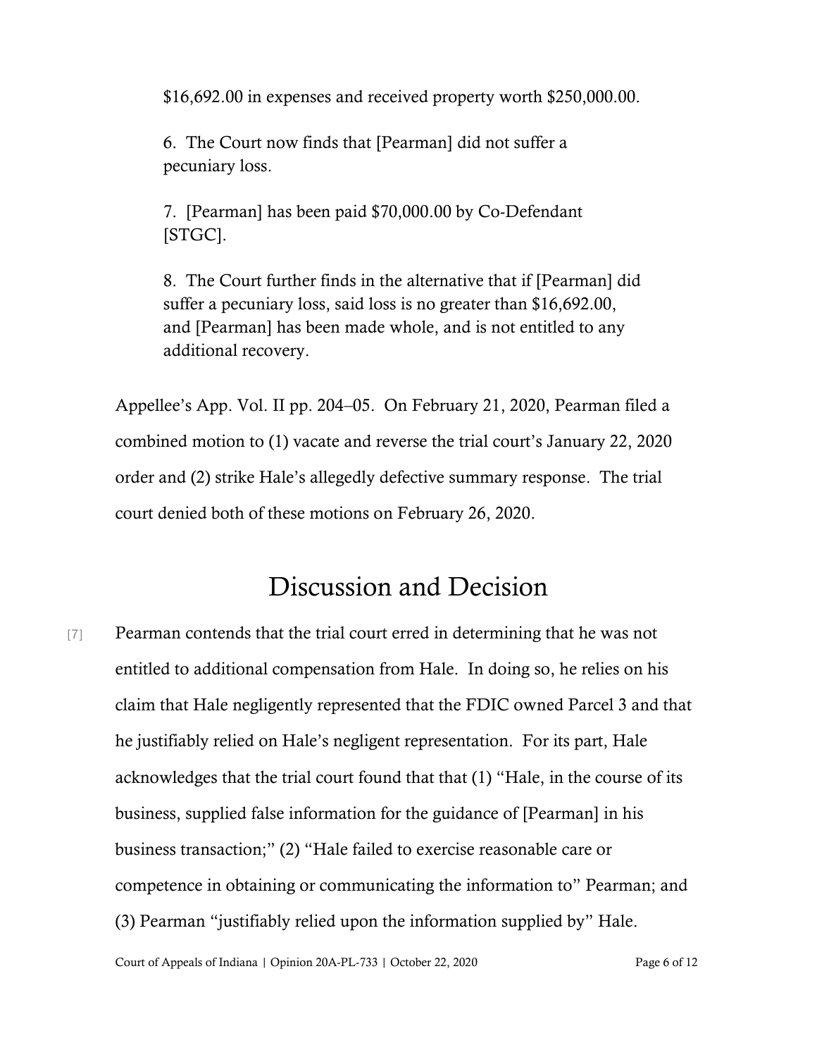$16,692.00 in expenses and received property worth $250,000.00.

> 6. The Court now finds that [Pearman] did not suffer a pecuniary loss.
>
> 7. [Pearman] has been paid $70,000.00 by Co-Defendant [STGC].
>
> 8. The Court further finds in the alternative that if [Pearman] did suffer a pecuniary loss, said loss is no greater than $16,692.00, and [Pearman] has been made whole, and is not entitled to any additional recovery.

Appellee's App. Vol. II pp. 204–05. On February 21, 2020, Pearman filed a combined motion to (1) vacate and reverse the trial court's January 22, 2020 order and (2) strike Hale's allegedly defective summary response. The trial court denied both of these motions on February 26, 2020.

# Discussion and Decision

[7] Pearman contends that the trial court erred in determining that he was not entitled to additional compensation from Hale. In doing so, he relies on his claim that Hale negligently represented that the FDIC owned Parcel 3 and that he justifiably relied on Hale's negligent representation. For its part, Hale acknowledges that the trial court found that that (1) "Hale, in the course of its business, supplied false information for the guidance of [Pearman] in his business transaction;" (2) "Hale failed to exercise reasonable care or competence in obtaining or communicating the information to" Pearman; and (3) Pearman "justifiably relied upon the information supplied by" Hale.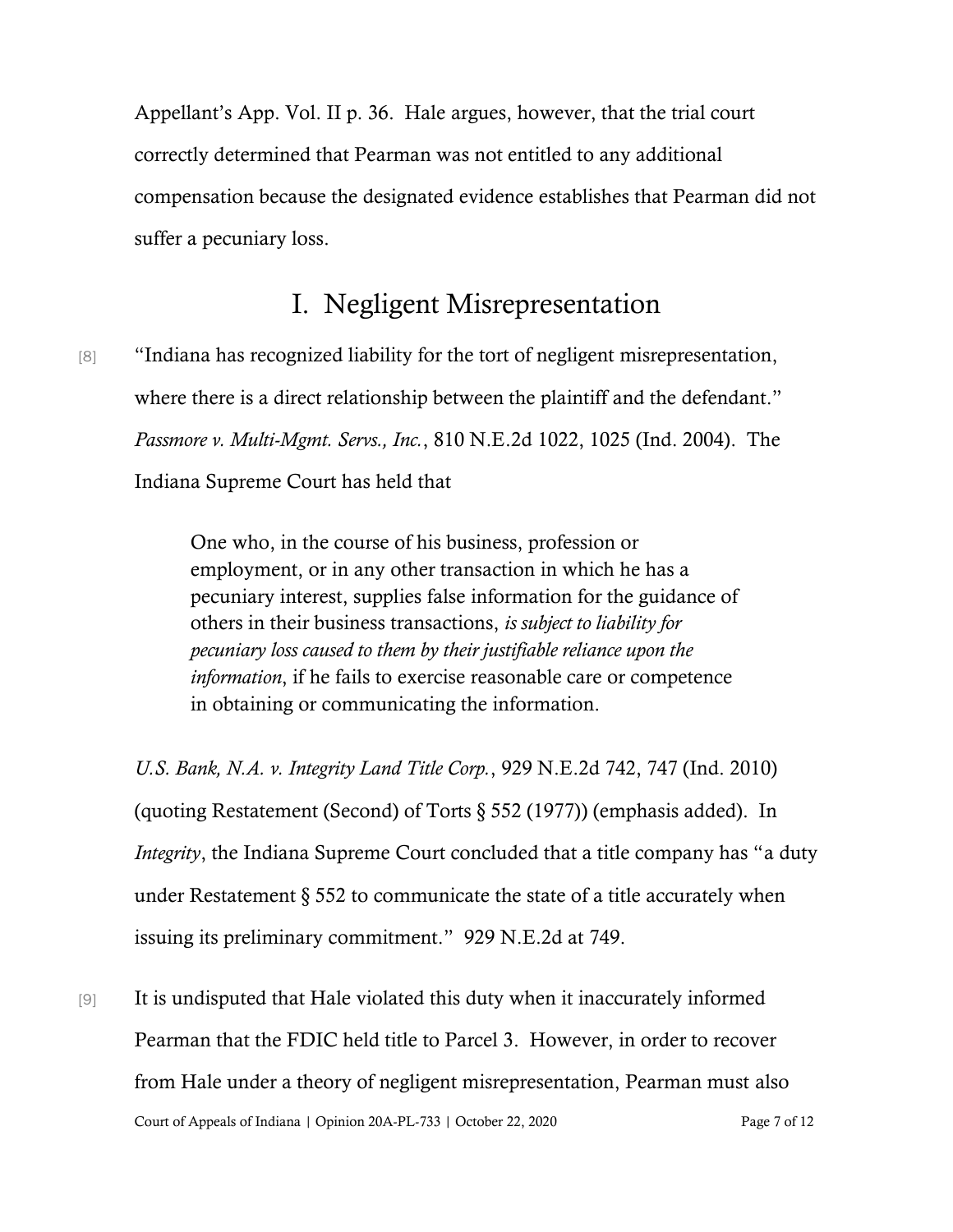Appellant's App. Vol. II p. 36. Hale argues, however, that the trial court correctly determined that Pearman was not entitled to any additional compensation because the designated evidence establishes that Pearman did not suffer a pecuniary loss.

## I. Negligent Misrepresentation

[8] "Indiana has recognized liability for the tort of negligent misrepresentation, where there is a direct relationship between the plaintiff and the defendant." *Passmore v. Multi-Mgmt. Servs., Inc.*, 810 N.E.2d 1022, 1025 (Ind. 2004). The Indiana Supreme Court has held that

> One who, in the course of his business, profession or employment, or in any other transaction in which he has a pecuniary interest, supplies false information for the guidance of others in their business transactions, *is subject to liability for pecuniary loss caused to them by their justifiable reliance upon the information*, if he fails to exercise reasonable care or competence in obtaining or communicating the information.

*U.S. Bank, N.A. v. Integrity Land Title Corp.*, 929 N.E.2d 742, 747 (Ind. 2010) (quoting Restatement (Second) of Torts § 552 (1977)) (emphasis added). In *Integrity*, the Indiana Supreme Court concluded that a title company has "a duty under Restatement § 552 to communicate the state of a title accurately when issuing its preliminary commitment." 929 N.E.2d at 749.

[9] It is undisputed that Hale violated this duty when it inaccurately informed Pearman that the FDIC held title to Parcel 3. However, in order to recover from Hale under a theory of negligent misrepresentation, Pearman must also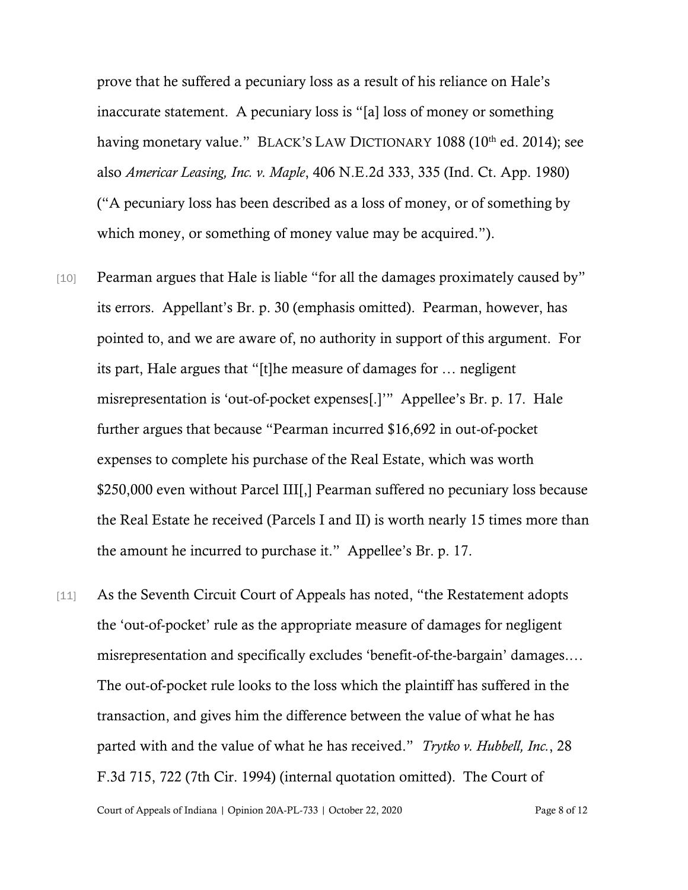prove that he suffered a pecuniary loss as a result of his reliance on Hale's inaccurate statement. A pecuniary loss is "[a] loss of money or something having monetary value." BLACK'S LAW DICTIONARY 1088 (10th ed. 2014); see also *Americar Leasing, Inc. v. Maple*, 406 N.E.2d 333, 335 (Ind. Ct. App. 1980) ("A pecuniary loss has been described as a loss of money, or of something by which money, or something of money value may be acquired.").

[10] Pearman argues that Hale is liable "for all the damages proximately caused by" its errors. Appellant's Br. p. 30 (emphasis omitted). Pearman, however, has pointed to, and we are aware of, no authority in support of this argument. For its part, Hale argues that "[t]he measure of damages for … negligent misrepresentation is 'out-of-pocket expenses[.]'" Appellee's Br. p. 17. Hale further argues that because "Pearman incurred $16,692 in out-of-pocket expenses to complete his purchase of the Real Estate, which was worth $250,000 even without Parcel III[,] Pearman suffered no pecuniary loss because the Real Estate he received (Parcels I and II) is worth nearly 15 times more than the amount he incurred to purchase it." Appellee's Br. p. 17.

[11] As the Seventh Circuit Court of Appeals has noted, "the Restatement adopts the 'out-of-pocket' rule as the appropriate measure of damages for negligent misrepresentation and specifically excludes 'benefit-of-the-bargain' damages.… The out-of-pocket rule looks to the loss which the plaintiff has suffered in the transaction, and gives him the difference between the value of what he has parted with and the value of what he has received." *Trytko v. Hubbell, Inc.*, 28 F.3d 715, 722 (7th Cir. 1994) (internal quotation omitted). The Court of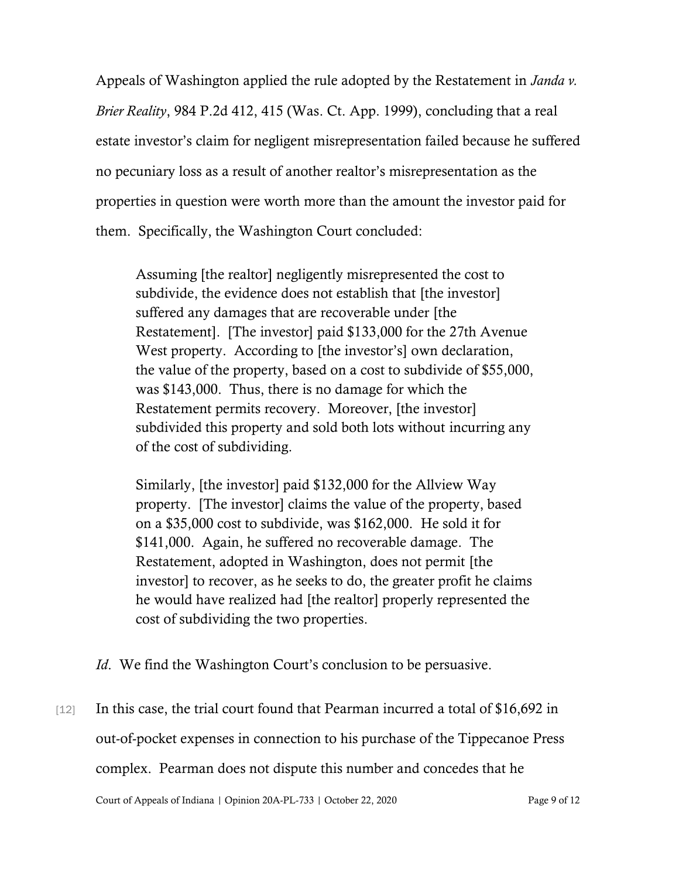Appeals of Washington applied the rule adopted by the Restatement in *Janda v. Brier Reality*, 984 P.2d 412, 415 (Was. Ct. App. 1999), concluding that a real estate investor's claim for negligent misrepresentation failed because he suffered no pecuniary loss as a result of another realtor's misrepresentation as the properties in question were worth more than the amount the investor paid for them. Specifically, the Washington Court concluded:

> Assuming [the realtor] negligently misrepresented the cost to subdivide, the evidence does not establish that [the investor] suffered any damages that are recoverable under [the Restatement]. [The investor] paid $133,000 for the 27th Avenue West property. According to [the investor's] own declaration, the value of the property, based on a cost to subdivide of $55,000, was $143,000. Thus, there is no damage for which the Restatement permits recovery. Moreover, [the investor] subdivided this property and sold both lots without incurring any of the cost of subdividing.
>
> Similarly, [the investor] paid $132,000 for the Allview Way property. [The investor] claims the value of the property, based on a $35,000 cost to subdivide, was $162,000. He sold it for $141,000. Again, he suffered no recoverable damage. The Restatement, adopted in Washington, does not permit [the investor] to recover, as he seeks to do, the greater profit he claims he would have realized had [the realtor] properly represented the cost of subdividing the two properties.

*Id*. We find the Washington Court's conclusion to be persuasive.

[12] In this case, the trial court found that Pearman incurred a total of $16,692 in out-of-pocket expenses in connection to his purchase of the Tippecanoe Press complex. Pearman does not dispute this number and concedes that he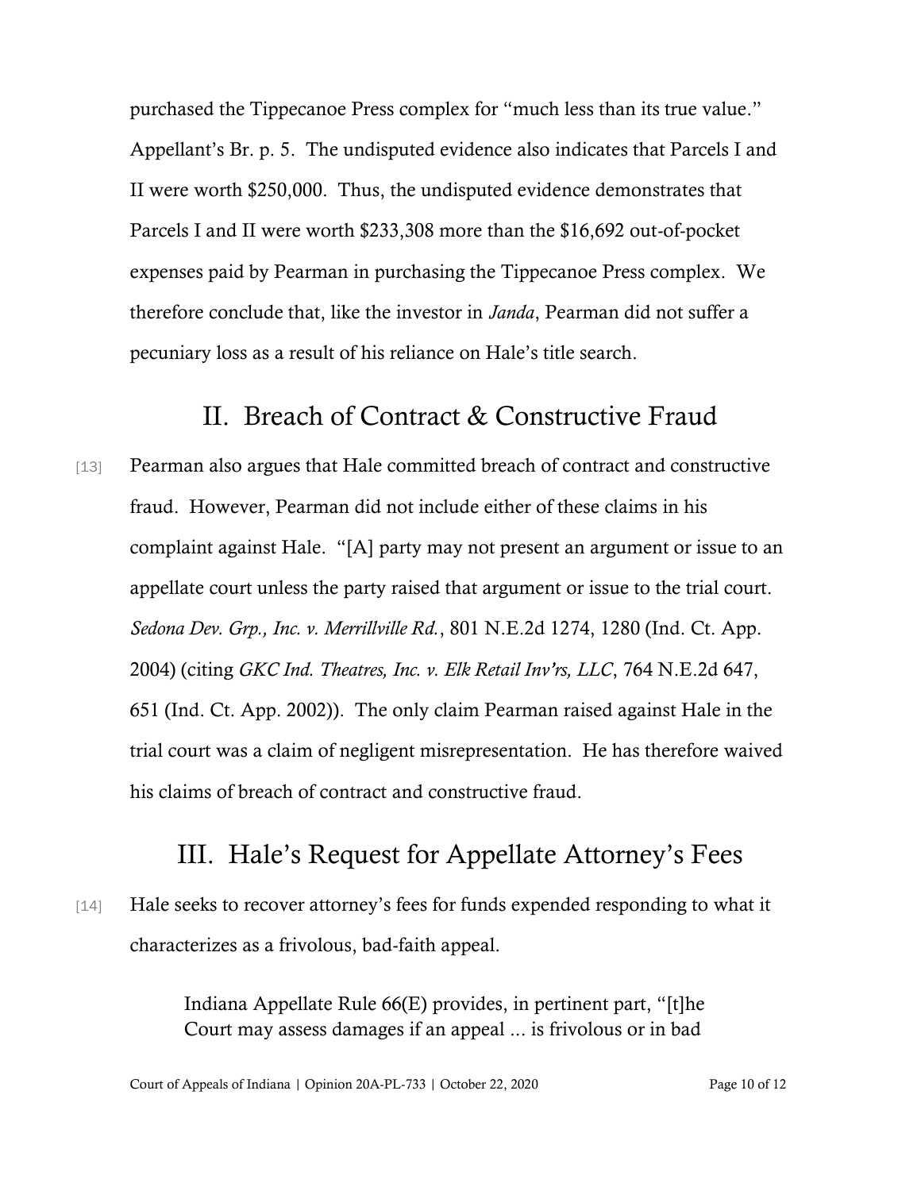purchased the Tippecanoe Press complex for "much less than its true value." Appellant's Br. p. 5. The undisputed evidence also indicates that Parcels I and II were worth $250,000. Thus, the undisputed evidence demonstrates that Parcels I and II were worth $233,308 more than the $16,692 out-of-pocket expenses paid by Pearman in purchasing the Tippecanoe Press complex. We therefore conclude that, like the investor in *Janda*, Pearman did not suffer a pecuniary loss as a result of his reliance on Hale's title search.

## II. Breach of Contract & Constructive Fraud

[13] Pearman also argues that Hale committed breach of contract and constructive fraud. However, Pearman did not include either of these claims in his complaint against Hale. "[A] party may not present an argument or issue to an appellate court unless the party raised that argument or issue to the trial court. *Sedona Dev. Grp., Inc. v. Merrillville Rd.*, 801 N.E.2d 1274, 1280 (Ind. Ct. App. 2004) (citing *GKC Ind. Theatres, Inc. v. Elk Retail Inv'rs, LLC*, 764 N.E.2d 647, 651 (Ind. Ct. App. 2002)). The only claim Pearman raised against Hale in the trial court was a claim of negligent misrepresentation. He has therefore waived his claims of breach of contract and constructive fraud.

## III. Hale's Request for Appellate Attorney's Fees

[14] Hale seeks to recover attorney's fees for funds expended responding to what it characterizes as a frivolous, bad-faith appeal.

> Indiana Appellate Rule 66(E) provides, in pertinent part, "[t]he Court may assess damages if an appeal ... is frivolous or in bad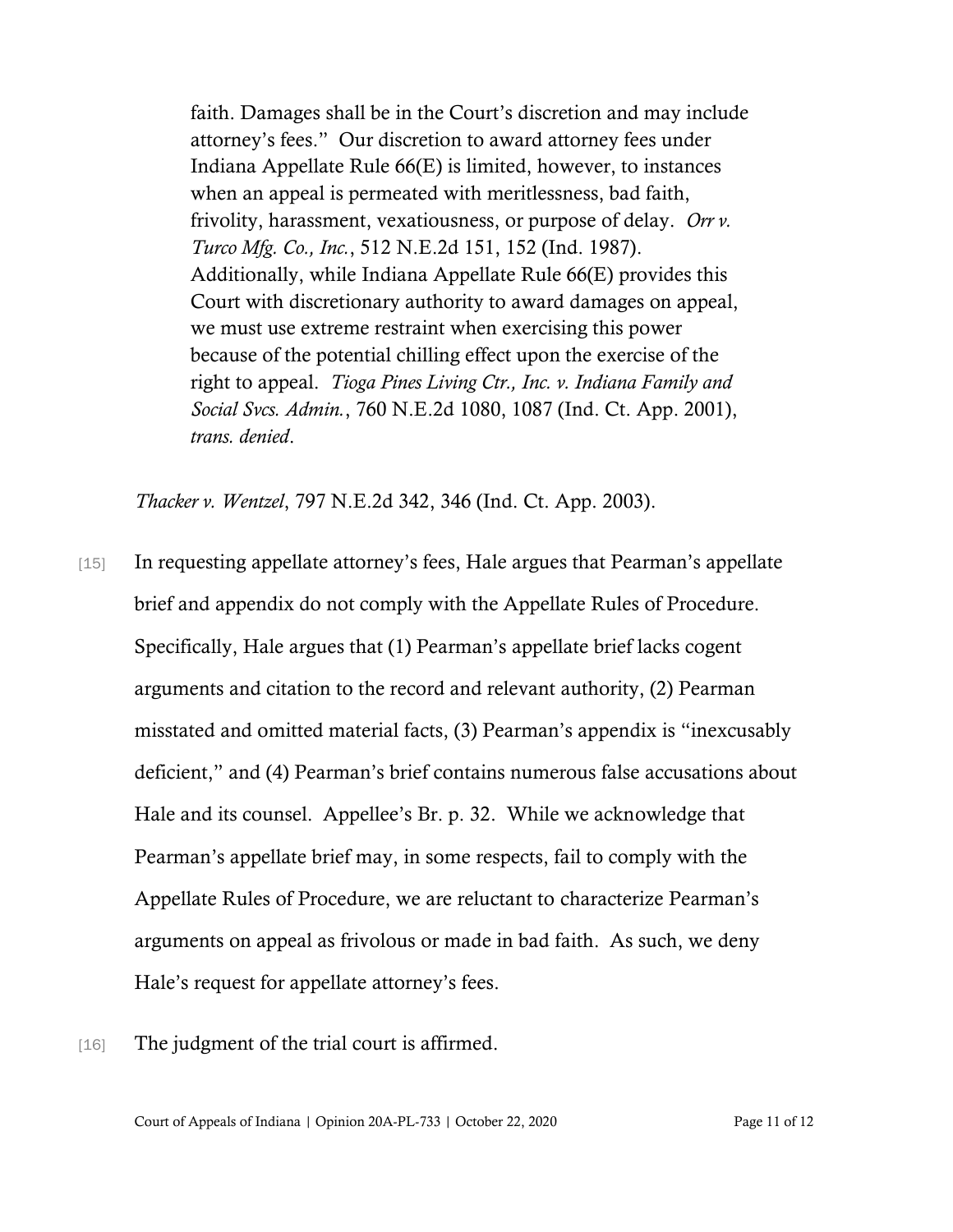> faith. Damages shall be in the Court's discretion and may include attorney's fees." Our discretion to award attorney fees under Indiana Appellate Rule 66(E) is limited, however, to instances when an appeal is permeated with meritlessness, bad faith, frivolity, harassment, vexatiousness, or purpose of delay. *Orr v. Turco Mfg. Co., Inc.*, 512 N.E.2d 151, 152 (Ind. 1987). Additionally, while Indiana Appellate Rule 66(E) provides this Court with discretionary authority to award damages on appeal, we must use extreme restraint when exercising this power because of the potential chilling effect upon the exercise of the right to appeal. *Tioga Pines Living Ctr., Inc. v. Indiana Family and Social Svcs. Admin.*, 760 N.E.2d 1080, 1087 (Ind. Ct. App. 2001), *trans. denied*.

*Thacker v. Wentzel*, 797 N.E.2d 342, 346 (Ind. Ct. App. 2003).

[15] In requesting appellate attorney's fees, Hale argues that Pearman's appellate brief and appendix do not comply with the Appellate Rules of Procedure. Specifically, Hale argues that (1) Pearman's appellate brief lacks cogent arguments and citation to the record and relevant authority, (2) Pearman misstated and omitted material facts, (3) Pearman's appendix is "inexcusably deficient," and (4) Pearman's brief contains numerous false accusations about Hale and its counsel. Appellee's Br. p. 32. While we acknowledge that Pearman's appellate brief may, in some respects, fail to comply with the Appellate Rules of Procedure, we are reluctant to characterize Pearman's arguments on appeal as frivolous or made in bad faith. As such, we deny Hale's request for appellate attorney's fees.

[16] The judgment of the trial court is affirmed.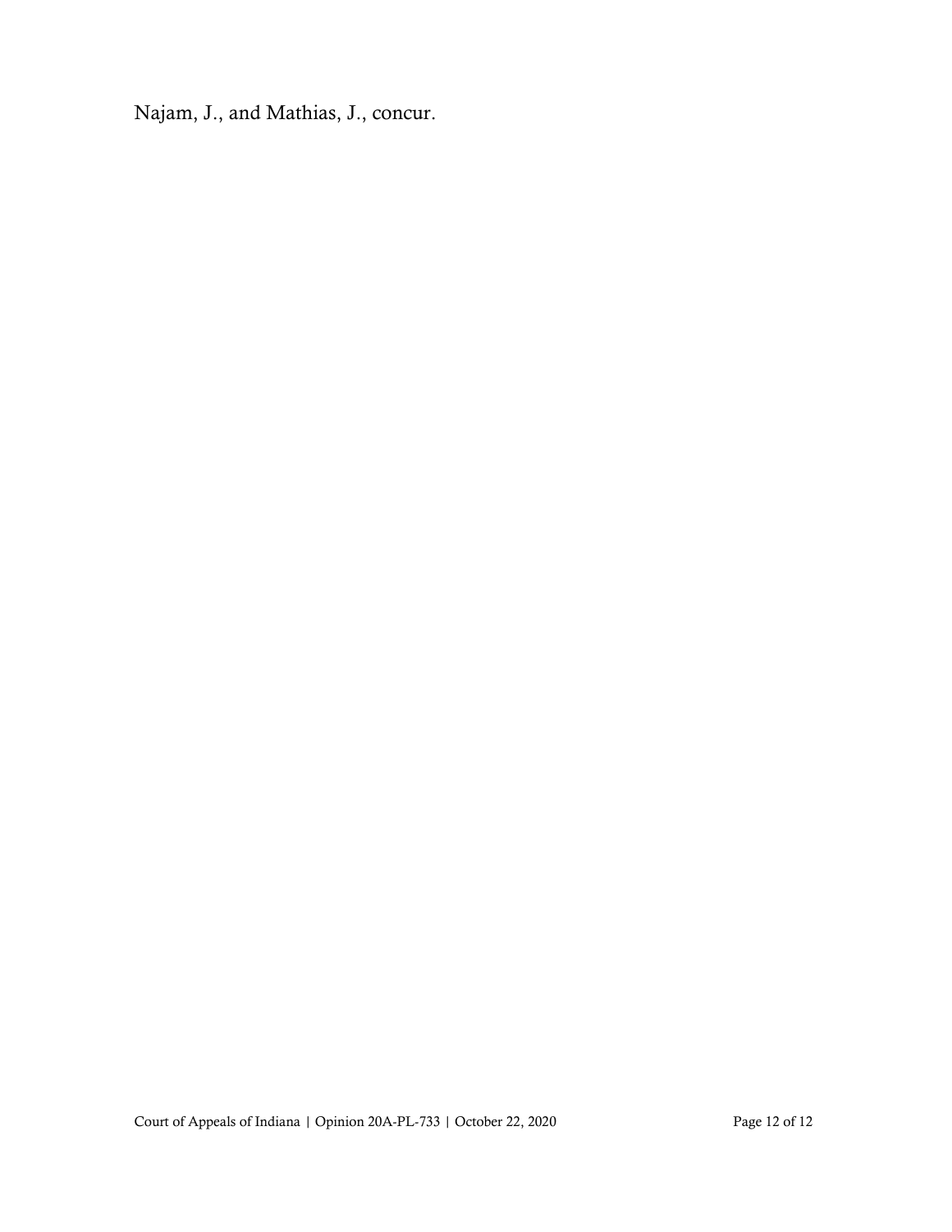Najam, J., and Mathias, J., concur.